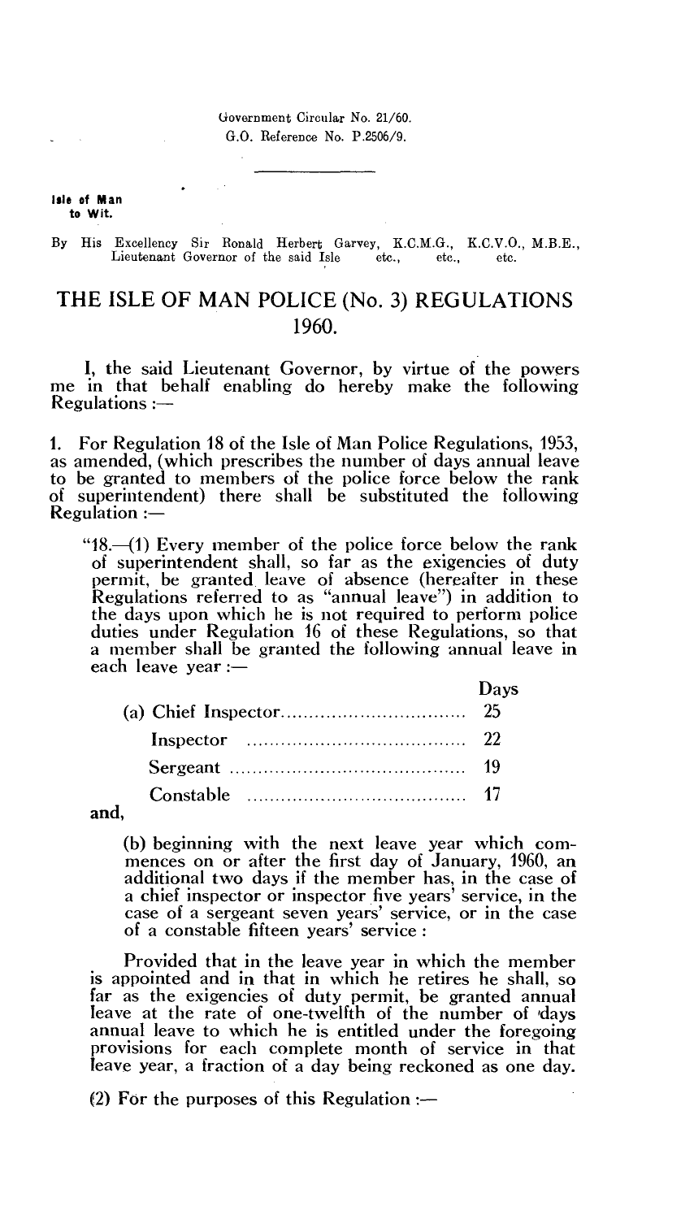Government Circular No. 21/60.
G.O. Reference No. P.2506/9.

**Isle of Man to Wit.**

By His Excellency Sir Ronald Herbert Garvey, K.C.M.G., K.C.V.O., M.B.E., Lieutenant Governor of the said Isle etc., etc., etc.

# THE ISLE OF MAN POLICE (No. 3) REGULATIONS 1960.

I, the said Lieutenant Governor, by virtue of the powers me in that behalf enabling do hereby make the following Regulations :—

1. For Regulation 18 of the Isle of Man Police Regulations, 1953, as amended, (which prescribes the number of days annual leave to be granted to members of the police force below the rank of superintendent) there shall be substituted the following Regulation :—

"18.—(1) Every member of the police force below the rank of superintendent shall, so far as the exigencies of duty permit, be granted leave of absence (hereafter in these Regulations referred to as "annual leave") in addition to the days upon which he is not required to perform police duties under Regulation 16 of these Regulations, so that a member shall be granted the following annual leave in each leave year :—

| | Days |
|---|---|
| (a) Chief Inspector | 25 |
| Inspector | 22 |
| Sergeant | 19 |
| Constable | 17 |

and,

(b) beginning with the next leave year which commences on or after the first day of January, 1960, an additional two days if the member has, in the case of a chief inspector or inspector five years' service, in the case of a sergeant seven years' service, or in the case of a constable fifteen years' service :

Provided that in the leave year in which the member is appointed and in that in which he retires he shall, so far as the exigencies of duty permit, be granted annual leave at the rate of one-twelfth of the number of days annual leave to which he is entitled under the foregoing provisions for each complete month of service in that leave year, a fraction of a day being reckoned as one day.

(2) For the purposes of this Regulation :—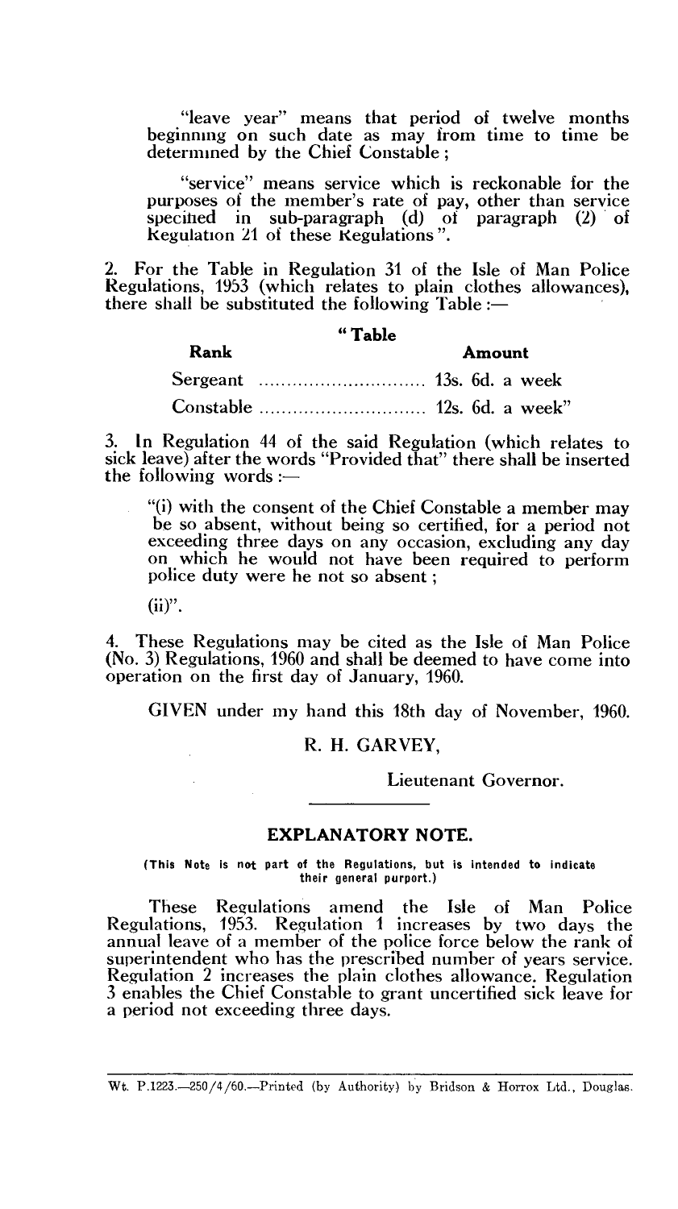"leave year" means that period of twelve months beginning on such date as may from time to time be determined by the Chief Constable;

"service" means service which is reckonable for the purposes of the member's rate of pay, other than service specified in sub-paragraph (d) of paragraph (2) of Regulation 21 of these Regulations".

2. For the Table in Regulation 31 of the Isle of Man Police Regulations, 1953 (which relates to plain clothes allowances), there shall be substituted the following Table :—

"Table

| Rank | Amount |
|---|---|
| Sergeant | 13s. 6d. a week |
| Constable | 12s. 6d. a week" |

3. In Regulation 44 of the said Regulation (which relates to sick leave) after the words "Provided that" there shall be inserted the following words :—

"(i) with the consent of the Chief Constable a member may be so absent, without being so certified, for a period not exceeding three days on any occasion, excluding any day on which he would not have been required to perform police duty were he not so absent;

(ii)".

4. These Regulations may be cited as the Isle of Man Police (No. 3) Regulations, 1960 and shall be deemed to have come into operation on the first day of January, 1960.

GIVEN under my hand this 18th day of November, 1960.

R. H. GARVEY,

Lieutenant Governor.

## EXPLANATORY NOTE.

(This Note is not part of the Regulations, but is intended to indicate their general purport.)

These Regulations amend the Isle of Man Police Regulations, 1953. Regulation 1 increases by two days the annual leave of a member of the police force below the rank of superintendent who has the prescribed number of years service. Regulation 2 increases the plain clothes allowance. Regulation 3 enables the Chief Constable to grant uncertified sick leave for a period not exceeding three days.

Wt. P.1223.—250/4/60.—Printed (by Authority) by Bridson & Horrox Ltd., Douglas.